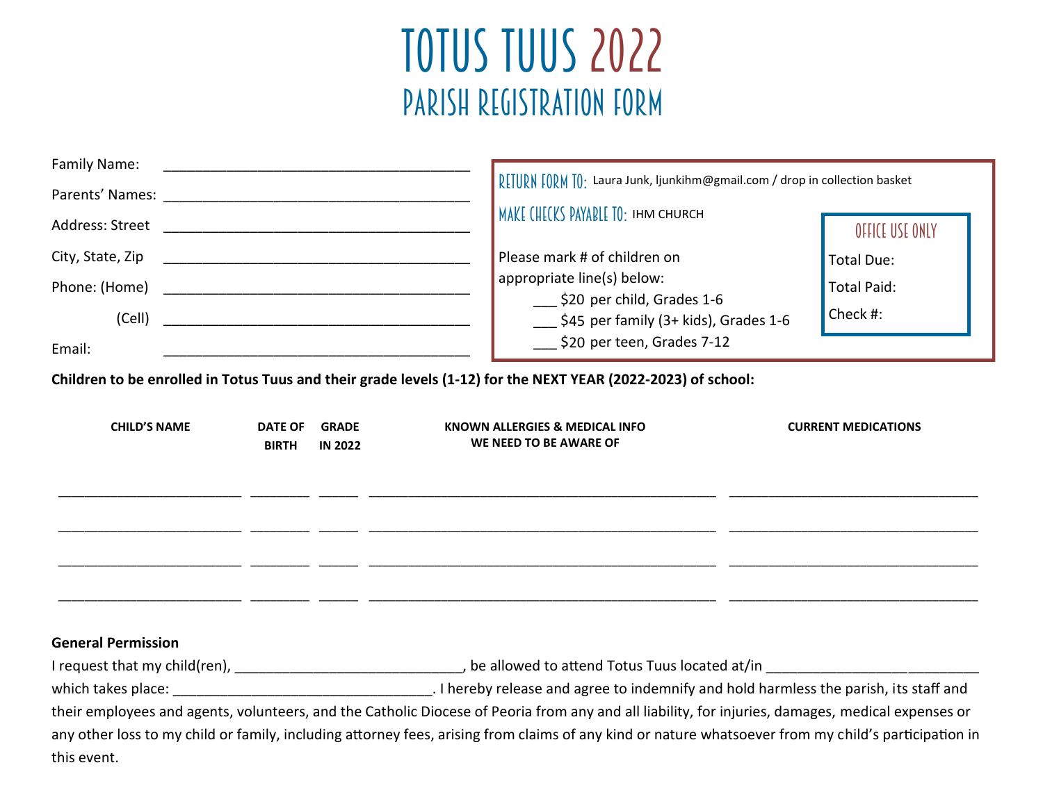# TOTUS TUUS 2022

## PARISH REGISTRATION FORM

Family Name: ________________________________________

Parents' Names: ________________________________________

Address: Street ________________________________________

City, State, Zip ________________________________________

Phone: (Home) ________________________________________

(Cell) ________________________________________

Email: ________________________________________

**RETURN FORM TO:** Laura Junk, ljunkihm@gmail.com / drop in collection basket

**MAKE CHECKS PAYABLE TO:** IHM CHURCH

Please mark # of children on appropriate line(s) below:

- ___ $20 per child, Grades 1-6
- ___ $45 per family (3+ kids), Grades 1-6
- ___ $20 per teen, Grades 7-12

**OFFICE USE ONLY**

Total Due:

Total Paid:

Check #:

**Children to be enrolled in Totus Tuus and their grade levels (1-12) for the NEXT YEAR (2022-2023) of school:**

| CHILD'S NAME | DATE OF BIRTH | GRADE IN 2022 | KNOWN ALLERGIES & MEDICAL INFO WE NEED TO BE AWARE OF | CURRENT MEDICATIONS |
|---|---|---|---|---|
| | | | | |
| | | | | |
| | | | | |
| | | | | |

**General Permission**

I request that my child(ren), _____________________________, be allowed to attend Totus Tuus located at/in __________________________ which takes place: _________________________________. I hereby release and agree to indemnify and hold harmless the parish, its staff and their employees and agents, volunteers, and the Catholic Diocese of Peoria from any and all liability, for injuries, damages, medical expenses or any other loss to my child or family, including attorney fees, arising from claims of any kind or nature whatsoever from my child's participation in this event.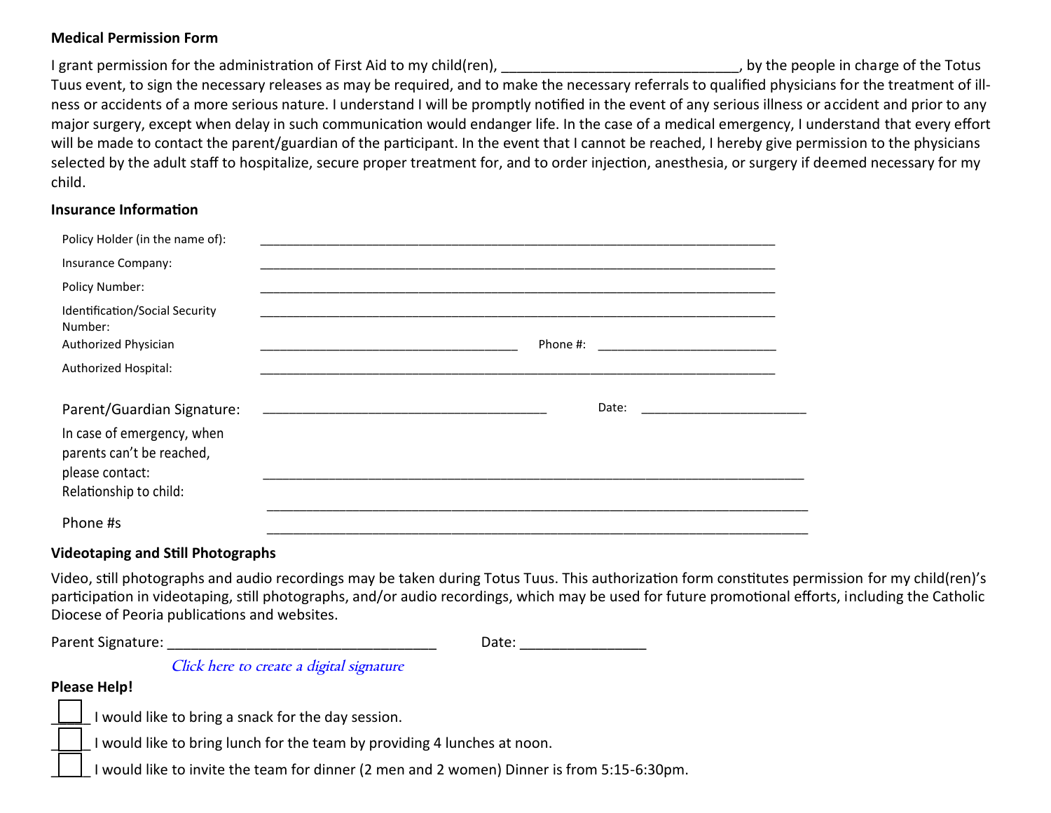**Medical Permission Form**

I grant permission for the administration of First Aid to my child(ren), ______________________________, by the people in charge of the Totus Tuus event, to sign the necessary releases as may be required, and to make the necessary referrals to qualified physicians for the treatment of illness or accidents of a more serious nature. I understand I will be promptly notified in the event of any serious illness or accident and prior to any major surgery, except when delay in such communication would endanger life. In the case of a medical emergency, I understand that every effort will be made to contact the parent/guardian of the participant. In the event that I cannot be reached, I hereby give permission to the physicians selected by the adult staff to hospitalize, secure proper treatment for, and to order injection, anesthesia, or surgery if deemed necessary for my child.

**Insurance Information**

Policy Holder (in the name of): ____________________________________________

Insurance Company: ____________________________________________

Policy Number: ____________________________________________

Identification/Social Security Number: ____________________________________________

Authorized Physician ______________________ Phone #: ______________________

Authorized Hospital: ____________________________________________

Parent/Guardian Signature: ______________________ Date: ______________________

In case of emergency, when parents can't be reached, please contact: ____________________________________________

Relationship to child: ____________________________________________

Phone #s ____________________________________________

**Videotaping and Still Photographs**

Video, still photographs and audio recordings may be taken during Totus Tuus. This authorization form constitutes permission for my child(ren)'s participation in videotaping, still photographs, and/or audio recordings, which may be used for future promotional efforts, including the Catholic Diocese of Peoria publications and websites.

Parent Signature: ______________________ Date: ________________

*Click here to create a digital signature*

**Please Help!**

☐ I would like to bring a snack for the day session.

☐ I would like to bring lunch for the team by providing 4 lunches at noon.

☐ I would like to invite the team for dinner (2 men and 2 women) Dinner is from 5:15-6:30pm.